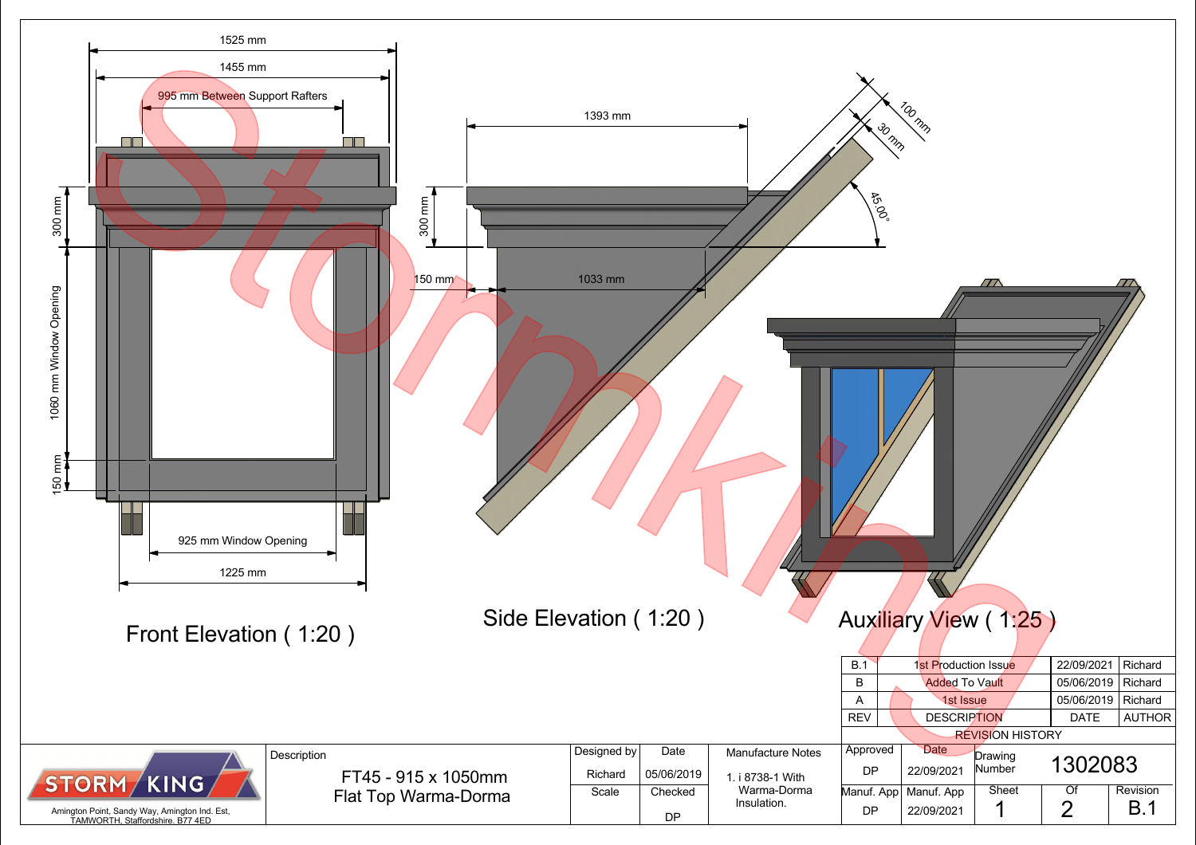## Front Elevation ( 1:20 )

- 1525 mm
- 1455 mm
- 995 mm Between Support Rafters
- 300 mm
- 1060 mm Window Opening
- 150 mm
- 925 mm Window Opening
- 1225 mm

## Side Elevation ( 1:20 )

- 1393 mm
- 300 mm
- 150 mm
- 1033 mm
- 100 mm
- 30 mm
- 45.00°

## Auxiliary View ( 1:25 )

| REV | DESCRIPTION | DATE | AUTHOR |
|---|---|---|---|
| B.1 | 1st Production Issue | 22/09/2021 | Richard |
| B | Added To Vault | 05/06/2019 | Richard |
| A | 1st Issue | 05/06/2019 | Richard |

REVISION HISTORY

STORM KING

Amington Point, Sandy Way, Amington Ind. Est, TAMWORTH, Staffordshire. B77 4ED

| Description | Designed by | Date | Manufacture Notes | Approved | Date | Drawing Number | | |
|---|---|---|---|---|---|---|---|---|
| FT45 - 915 x 1050mm Flat Top Warma-Dorma | Richard | 05/06/2019 | 1. i 8738-1 With Warma-Dorma Insulation. | DP | 22/09/2021 | 1302083 | | |
| | Scale | Checked | | Manuf. App | Manuf. App | Sheet | Of | Revision |
| | | DP | | DP | 22/09/2021 | 1 | 2 | B.1 |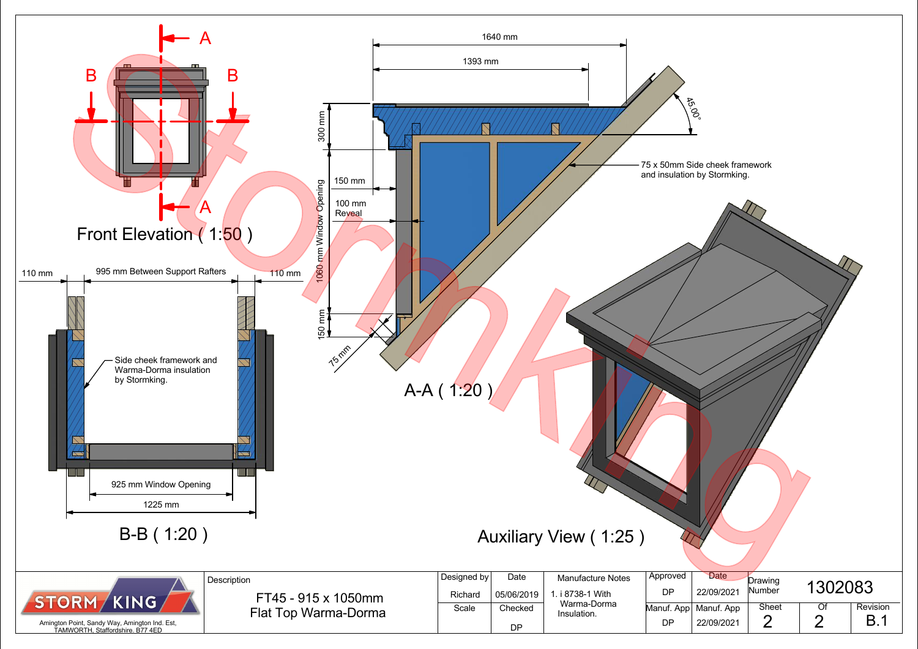Front Elevation ( 1:50 )

A

B

B

A

A-A ( 1:20 )

1640 mm

1393 mm

45.00°

300 mm

150 mm

100 mm Reveal

1060 mm Window Opening

150 mm

75 mm

75 x 50mm Side cheek framework and insulation by Stormking.

B-B ( 1:20 )

110 mm

995 mm Between Support Rafters

110 mm

Side cheek framework and Warma-Dorma insulation by Stormking.

925 mm Window Opening

1225 mm

Auxiliary View ( 1:25 )

| | | | | | | | | | | |
|---|---|---|---|---|---|---|---|---|---|---|
| STORM KING<br>Amington Point, Sandy Way, Amington Ind. Est, TAMWORTH, Staffordshire. B77 4ED | Description<br>FT45 - 915 x 1050mm Flat Top Warma-Dorma | Designed by<br>Richard | Date<br>05/06/2019 | Manufacture Notes<br>1. i 8738-1 With Warma-Dorma Insulation. | Approved<br>DP | Date<br>22/09/2021 | Drawing Number | 1302083 | | |
| | | Scale | Checked<br>DP | | Manuf. App<br>DP | Manuf. App<br>22/09/2021 | Sheet<br>2 | Of<br>2 | Revision<br>B.1 | |